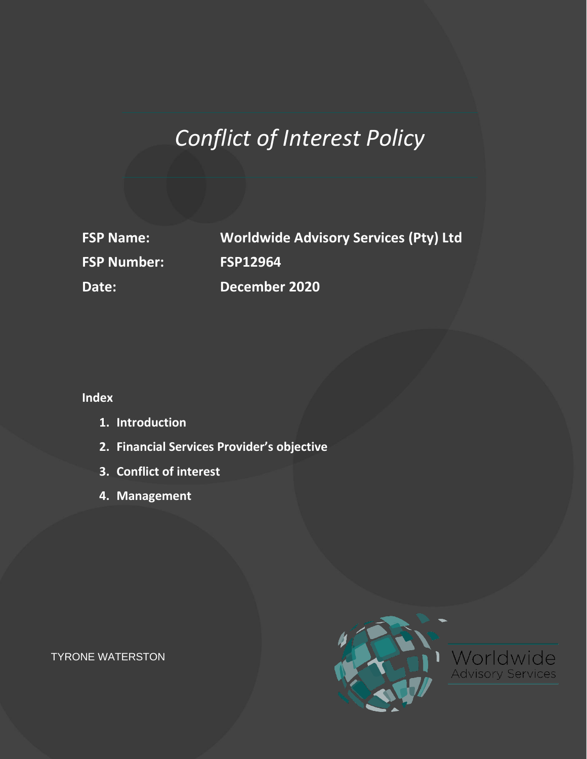# *Conflict of Interest Policy*

**FSP Name:** **Worldwide Advisory Services (Pty) Ltd**

**FSP Number:** **FSP12964**

**Date:** **December 2020**

**Index**

1. **Introduction**
2. **Financial Services Provider's objective**
3. **Conflict of interest**
4. **Management**

TYRONE WATERSTON

Worldwide
Advisory Services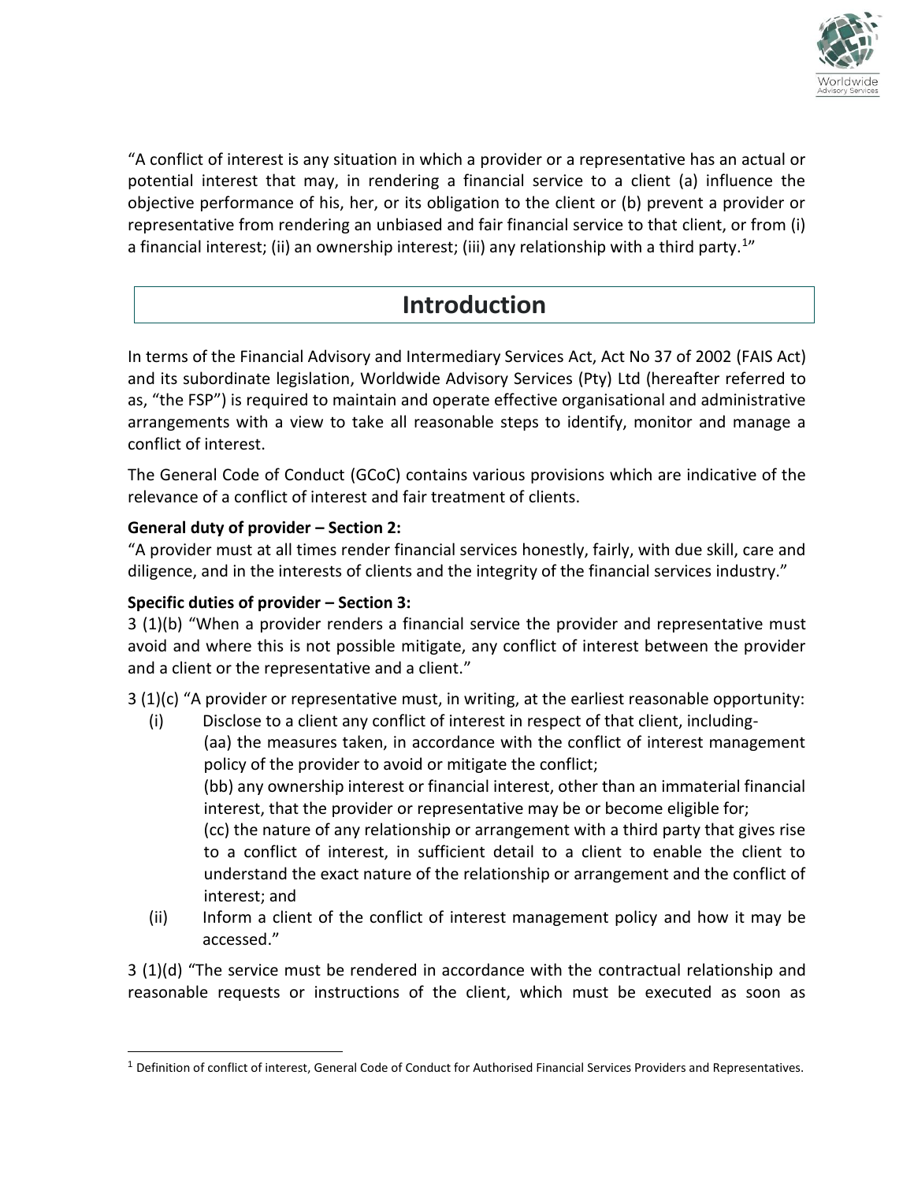"A conflict of interest is any situation in which a provider or a representative has an actual or potential interest that may, in rendering a financial service to a client (a) influence the objective performance of his, her, or its obligation to the client or (b) prevent a provider or representative from rendering an unbiased and fair financial service to that client, or from (i) a financial interest; (ii) an ownership interest; (iii) any relationship with a third party.[1]"

## Introduction

In terms of the Financial Advisory and Intermediary Services Act, Act No 37 of 2002 (FAIS Act) and its subordinate legislation, Worldwide Advisory Services (Pty) Ltd (hereafter referred to as, "the FSP") is required to maintain and operate effective organisational and administrative arrangements with a view to take all reasonable steps to identify, monitor and manage a conflict of interest.

The General Code of Conduct (GCoC) contains various provisions which are indicative of the relevance of a conflict of interest and fair treatment of clients.

**General duty of provider – Section 2:**

"A provider must at all times render financial services honestly, fairly, with due skill, care and diligence, and in the interests of clients and the integrity of the financial services industry."

**Specific duties of provider – Section 3:**

3 (1)(b) "When a provider renders a financial service the provider and representative must avoid and where this is not possible mitigate, any conflict of interest between the provider and a client or the representative and a client."

3 (1)(c) "A provider or representative must, in writing, at the earliest reasonable opportunity:

(i) Disclose to a client any conflict of interest in respect of that client, including-

  (aa) the measures taken, in accordance with the conflict of interest management policy of the provider to avoid or mitigate the conflict;

  (bb) any ownership interest or financial interest, other than an immaterial financial interest, that the provider or representative may be or become eligible for;

  (cc) the nature of any relationship or arrangement with a third party that gives rise to a conflict of interest, in sufficient detail to a client to enable the client to understand the exact nature of the relationship or arrangement and the conflict of interest; and

(ii) Inform a client of the conflict of interest management policy and how it may be accessed."

3 (1)(d) "The service must be rendered in accordance with the contractual relationship and reasonable requests or instructions of the client, which must be executed as soon as

[1] Definition of conflict of interest, General Code of Conduct for Authorised Financial Services Providers and Representatives.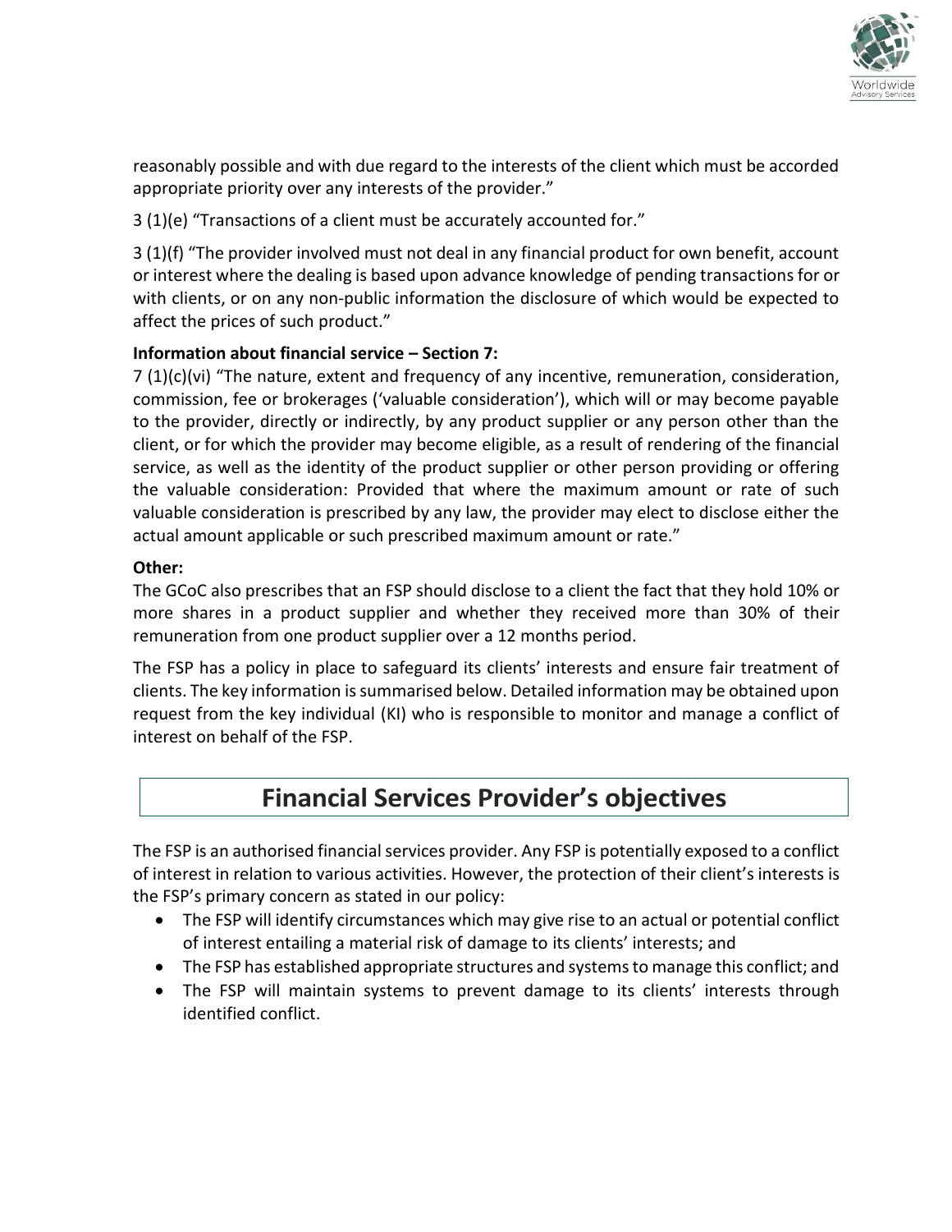reasonably possible and with due regard to the interests of the client which must be accorded appropriate priority over any interests of the provider."

3 (1)(e) "Transactions of a client must be accurately accounted for."

3 (1)(f) "The provider involved must not deal in any financial product for own benefit, account or interest where the dealing is based upon advance knowledge of pending transactions for or with clients, or on any non-public information the disclosure of which would be expected to affect the prices of such product."

**Information about financial service – Section 7:**

7 (1)(c)(vi) "The nature, extent and frequency of any incentive, remuneration, consideration, commission, fee or brokerages ('valuable consideration'), which will or may become payable to the provider, directly or indirectly, by any product supplier or any person other than the client, or for which the provider may become eligible, as a result of rendering of the financial service, as well as the identity of the product supplier or other person providing or offering the valuable consideration: Provided that where the maximum amount or rate of such valuable consideration is prescribed by any law, the provider may elect to disclose either the actual amount applicable or such prescribed maximum amount or rate."

**Other:**

The GCoC also prescribes that an FSP should disclose to a client the fact that they hold 10% or more shares in a product supplier and whether they received more than 30% of their remuneration from one product supplier over a 12 months period.

The FSP has a policy in place to safeguard its clients' interests and ensure fair treatment of clients. The key information is summarised below. Detailed information may be obtained upon request from the key individual (KI) who is responsible to monitor and manage a conflict of interest on behalf of the FSP.

## Financial Services Provider's objectives

The FSP is an authorised financial services provider. Any FSP is potentially exposed to a conflict of interest in relation to various activities. However, the protection of their client's interests is the FSP's primary concern as stated in our policy:

- The FSP will identify circumstances which may give rise to an actual or potential conflict of interest entailing a material risk of damage to its clients' interests; and
- The FSP has established appropriate structures and systems to manage this conflict; and
- The FSP will maintain systems to prevent damage to its clients' interests through identified conflict.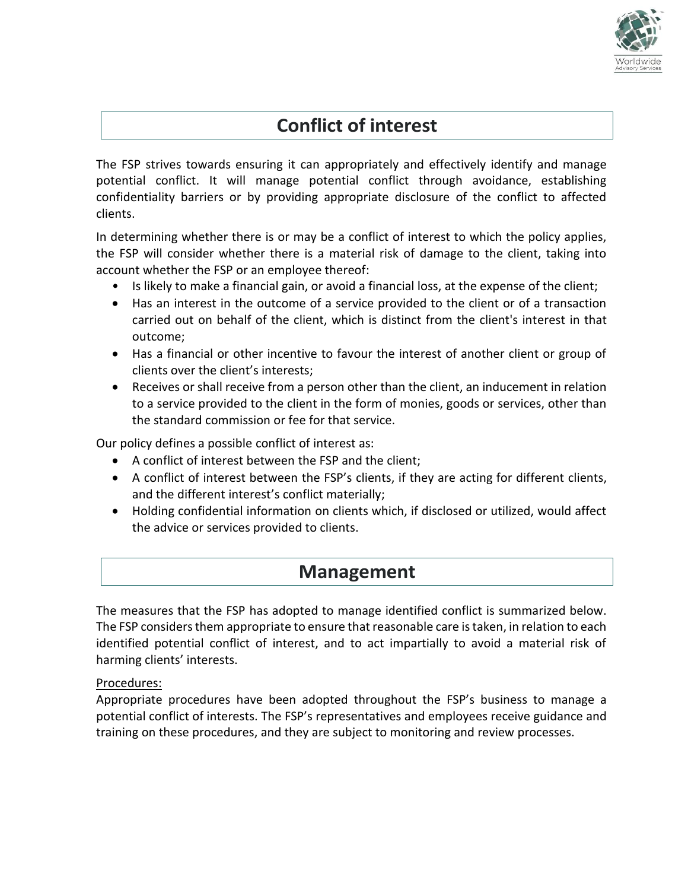## Conflict of interest

The FSP strives towards ensuring it can appropriately and effectively identify and manage potential conflict. It will manage potential conflict through avoidance, establishing confidentiality barriers or by providing appropriate disclosure of the conflict to affected clients.

In determining whether there is or may be a conflict of interest to which the policy applies, the FSP will consider whether there is a material risk of damage to the client, taking into account whether the FSP or an employee thereof:

- Is likely to make a financial gain, or avoid a financial loss, at the expense of the client;
- Has an interest in the outcome of a service provided to the client or of a transaction carried out on behalf of the client, which is distinct from the client's interest in that outcome;
- Has a financial or other incentive to favour the interest of another client or group of clients over the client's interests;
- Receives or shall receive from a person other than the client, an inducement in relation to a service provided to the client in the form of monies, goods or services, other than the standard commission or fee for that service.

Our policy defines a possible conflict of interest as:

- A conflict of interest between the FSP and the client;
- A conflict of interest between the FSP's clients, if they are acting for different clients, and the different interest's conflict materially;
- Holding confidential information on clients which, if disclosed or utilized, would affect the advice or services provided to clients.

## Management

The measures that the FSP has adopted to manage identified conflict is summarized below. The FSP considers them appropriate to ensure that reasonable care is taken, in relation to each identified potential conflict of interest, and to act impartially to avoid a material risk of harming clients' interests.

Procedures:

Appropriate procedures have been adopted throughout the FSP's business to manage a potential conflict of interests. The FSP's representatives and employees receive guidance and training on these procedures, and they are subject to monitoring and review processes.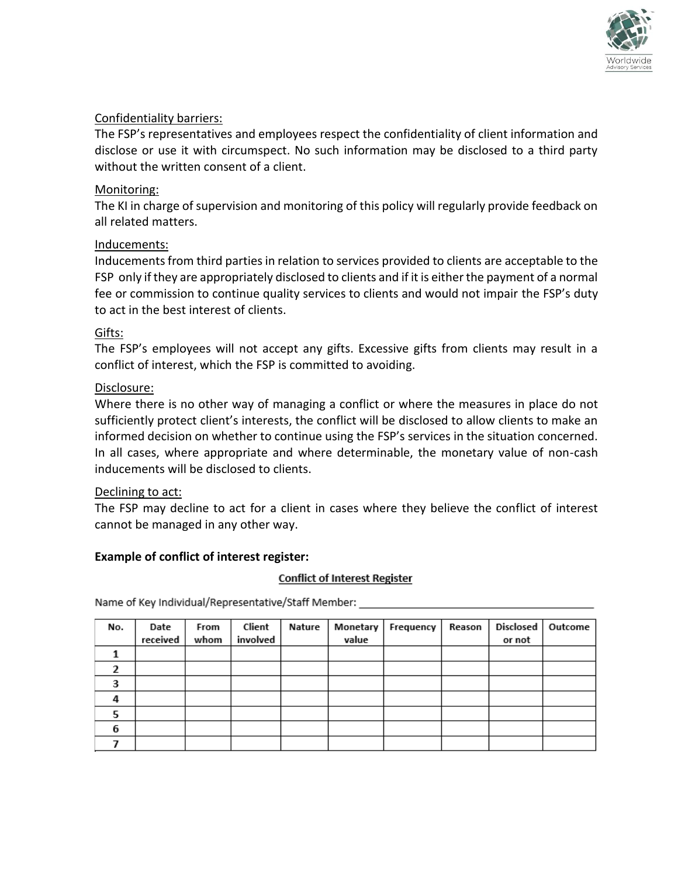Confidentiality barriers:

The FSP's representatives and employees respect the confidentiality of client information and disclose or use it with circumspect. No such information may be disclosed to a third party without the written consent of a client.

Monitoring:

The KI in charge of supervision and monitoring of this policy will regularly provide feedback on all related matters.

Inducements:

Inducements from third parties in relation to services provided to clients are acceptable to the FSP only if they are appropriately disclosed to clients and if it is either the payment of a normal fee or commission to continue quality services to clients and would not impair the FSP's duty to act in the best interest of clients.

Gifts:

The FSP's employees will not accept any gifts. Excessive gifts from clients may result in a conflict of interest, which the FSP is committed to avoiding.

Disclosure:

Where there is no other way of managing a conflict or where the measures in place do not sufficiently protect client's interests, the conflict will be disclosed to allow clients to make an informed decision on whether to continue using the FSP's services in the situation concerned. In all cases, where appropriate and where determinable, the monetary value of non-cash inducements will be disclosed to clients.

Declining to act:

The FSP may decline to act for a client in cases where they believe the conflict of interest cannot be managed in any other way.

**Example of conflict of interest register:**

Conflict of Interest Register

Name of Key Individual/Representative/Staff Member: ____________________

| No. | Date received | From whom | Client involved | Nature | Monetary value | Frequency | Reason | Disclosed or not | Outcome |
|---|---|---|---|---|---|---|---|---|---|
| 1 | | | | | | | | | |
| 2 | | | | | | | | | |
| 3 | | | | | | | | | |
| 4 | | | | | | | | | |
| 5 | | | | | | | | | |
| 6 | | | | | | | | | |
| 7 | | | | | | | | | |